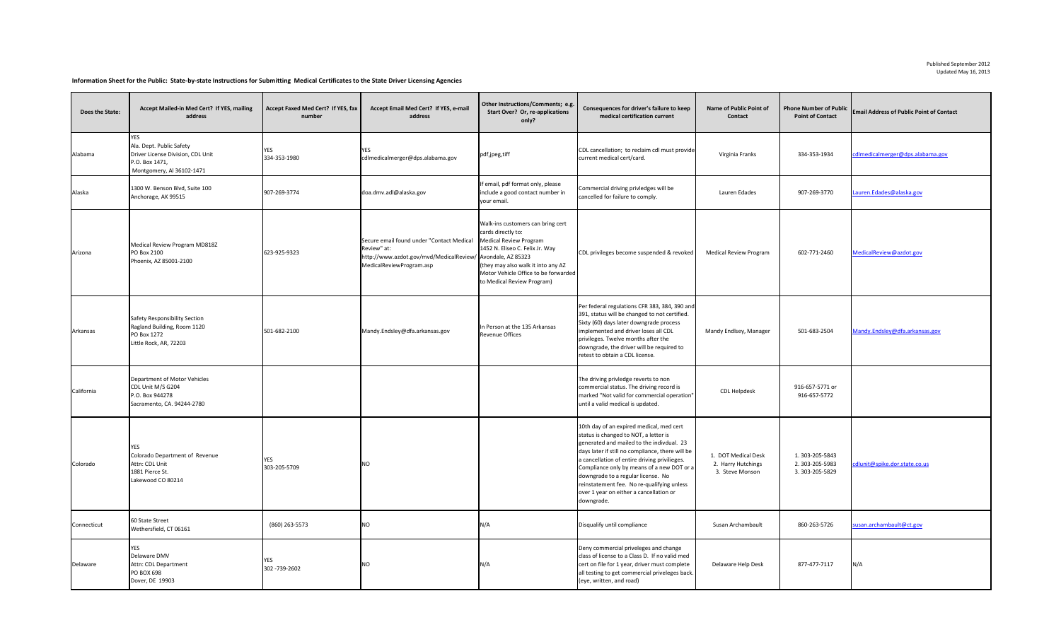Published September 2012
Updated May 16, 2013

**Information Sheet for the Public: State-by-state Instructions for Submitting Medical Certificates to the State Driver Licensing Agencies**

| Does the State: | Accept Mailed-in Med Cert? If YES, mailing address | Accept Faxed Med Cert? If YES, fax number | Accept Email Med Cert? If YES, e-mail address | Other Instructions/Comments; e.g. Start Over? Or, re-applications only? | Consequences for driver's failure to keep medical certification current | Name of Public Point of Contact | Phone Number of Public Point of Contact | Email Address of Public Point of Contact |
|---|---|---|---|---|---|---|---|---|
| Alabama | YES<br>Ala. Dept. Public Safety<br>Driver License Division, CDL Unit<br>P.O. Box 1471,<br>Montgomery, Al 36102-1471 | YES<br>334-353-1980 | YES<br>cdlmedicalmerger@dps.alabama.gov | pdf,jpeg,tiff | CDL cancellation; to reclaim cdl must provide current medical cert/card. | Virginia Franks | 334-353-1934 | cdlmedicalmerger@dps.alabama.gov |
| Alaska | 1300 W. Benson Blvd, Suite 100<br>Anchorage, AK 99515 | 907-269-3774 | doa.dmv.adl@alaska.gov | If email, pdf format only, please include a good contact number in your email. | Commercial driving privledges will be cancelled for failure to comply. | Lauren Edades | 907-269-3770 | Lauren.Edades@alaska.gov |
| Arizona | Medical Review Program MD818Z<br>PO Box 2100<br>Phoenix, AZ 85001-2100 | 623-925-9323 | Secure email found under "Contact Medical Review" at:<br>http://www.azdot.gov/mvd/MedicalReview/MedicalReviewProgram.asp | Walk-ins customers can bring cert cards directly to:<br>Medical Review Program<br>1452 N. Eliseo C. Felix Jr. Way<br>Avondale, AZ 85323<br>(they may also walk it into any AZ Motor Vehicle Office to be forwarded to Medical Review Program) | CDL privileges become suspended & revoked | Medical Review Program | 602-771-2460 | MedicalReview@azdot.gov |
| Arkansas | Safety Responsibility Section<br>Ragland Building, Room 1120<br>PO Box 1272<br>Little Rock, AR, 72203 | 501-682-2100 | Mandy.Endsley@dfa.arkansas.gov | In Person at the 135 Arkansas Revenue Offices | Per federal regulations CFR 383, 384, 390 and 391, status will be changed to not certified. Sixty (60) days later downgrade process implemented and driver loses all CDL privileges. Twelve months after the downgrade, the driver will be required to retest to obtain a CDL license. | Mandy Endlsey, Manager | 501-683-2504 | Mandy.Endsley@dfa.arkansas.gov |
| California | Department of Motor Vehicles<br>CDL Unit M/S G204<br>P.O. Box 944278<br>Sacramento, CA. 94244-2780 | | | | The driving privledge reverts to non commercial status. The driving record is marked "Not valid for commercial operation" until a valid medical is updated. | CDL Helpdesk | 916-657-5771 or 916-657-5772 | |
| Colorado | YES<br>Colorado Department of Revenue<br>Attn: CDL Unit<br>1881 Pierce St.<br>Lakewood CO 80214 | YES<br>303-205-5709 | NO | | 10th day of an expired medical, med cert status is changed to NOT, a letter is generated and mailed to the indivdual. 23 days later if still no compliance, there will be a cancellation of entire driving priviileges. Compliance only by means of a new DOT or a downgrade to a regular license. No reinstatement fee. No re-qualifying unless over 1 year on either a cancellation or downgrade. | 1. DOT Medical Desk<br>2. Harry Hutchings<br>3. Steve Monson | 1. 303-205-5843<br>2. 303-205-5983<br>3. 303-205-5829 | cdlunit@spike.dor.state.co.us |
| Connecticut | 60 State Street<br>Wethersfield, CT 06161 | (860) 263-5573 | NO | N/A | Disqualify until compliance | Susan Archambault | 860-263-5726 | susan.archambault@ct.gov |
| Delaware | YES<br>Delaware DMV<br>Attn: CDL Department<br>PO BOX 698<br>Dover, DE 19903 | YES<br>302 -739-2602 | NO | N/A | Deny commercial priveleges and change class of license to a Class D. If no valid med cert on file for 1 year, driver must complete all testing to get commercial priveleges back. (eye, written, and road) | Delaware Help Desk | 877-477-7117 | N/A |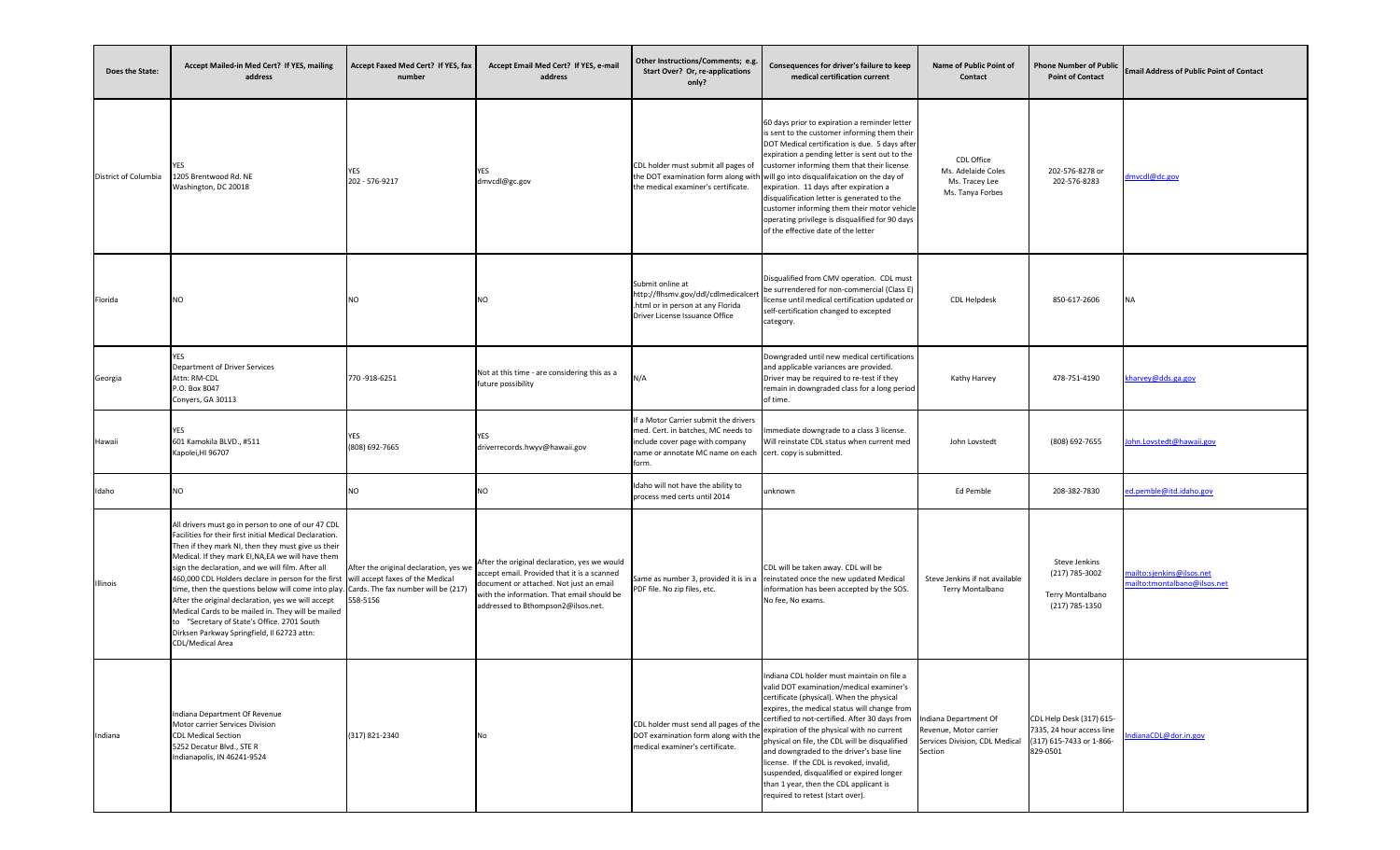| Does the State: | Accept Mailed-in Med Cert? If YES, mailing address | Accept Faxed Med Cert? If YES, fax number | Accept Email Med Cert? If YES, e-mail address | Other Instructions/Comments; e.g. Start Over? Or, re-applications only? | Consequences for driver's failure to keep medical certification current | Name of Public Point of Contact | Phone Number of Public Point of Contact | Email Address of Public Point of Contact |
|---|---|---|---|---|---|---|---|---|
| District of Columbia | YES<br>1205 Brentwood Rd. NE<br>Washington, DC 20018 | YES<br>202 - 576-9217 | YES<br>dmvcdl@gc.gov | CDL holder must submit all pages of the DOT examination form along with the medical examiner's certificate. | 60 days prior to expiration a reminder letter is sent to the customer informing them their DOT Medical certification is due. 5 days after expiration a pending letter is sent out to the customer informing them that their license will go into disqualifaication on the day of expiration. 11 days after expiration a disqualification letter is generated to the customer informing them their motor vehicle operating privilege is disqualified for 90 days of the effective date of the letter | CDL Office<br>Ms. Adelaide Coles<br>Ms. Tracey Lee<br>Ms. Tanya Forbes | 202-576-8278 or 202-576-8283 | dmvcdl@dc.gov |
| Florida | NO | NO | NO | Submit online at http://flhsmv.gov/ddl/cdlmedicalcert.html or in person at any Florida Driver License Issuance Office | Disqualified from CMV operation. CDL must be surrendered for non-commercial (Class E) license until medical certification updated or self-certification changed to excepted category. | CDL Helpdesk | 850-617-2606 | NA |
| Georgia | YES<br>Department of Driver Services<br>Attn: RM-CDL<br>P.O. Box 8047<br>Conyers, GA 30113 | 770 -918-6251 | Not at this time - are considering this as a future possibility | N/A | Downgraded until new medical certifications and applicable variances are provided. Driver may be required to re-test if they remain in downgraded class for a long period of time. | Kathy Harvey | 478-751-4190 | kharvey@dds.ga.gov |
| Hawaii | YES<br>601 Kamokila BLVD., #511<br>Kapolei,HI 96707 | YES<br>(808) 692-7665 | YES<br>driverrecords.hwyv@hawaii.gov | If a Motor Carrier submit the drivers med. Cert. in batches, MC needs to include cover page with company name or annotate MC name on each form. | Immediate downgrade to a class 3 license. Will reinstate CDL status when current med cert. copy is submitted. | John Lovstedt | (808) 692-7655 | John.Lovstedt@hawaii.gov |
| Idaho | NO | NO | NO | Idaho will not have the ability to process med certs until 2014 | unknown | Ed Pemble | 208-382-7830 | ed.pemble@itd.idaho.gov |
| Illinois | All drivers must go in person to one of our 47 CDL Facilities for their first initial Medical Declaration. Then if they mark NI, then they must give us their Medical. If they mark EI,NA,EA we will have them sign the declaration, and we will film. After all 460,000 CDL Holders declare in person for the first time, then the questions below will come into play. After the original declaration, yes we will accept Medical Cards to be mailed in. They will be mailed to "Secretary of State's Office. 2701 South Dirksen Parkway Springfield, Il 62723 attn: CDL/Medical Area | After the original declaration, yes we will accept faxes of the Medical Cards. The fax number will be (217) 558-5156 | After the original declaration, yes we would accept email. Provided that it is a scanned document or attached. Not just an email with the information. That email should be addressed to Bthompson2@ilsos.net. | Same as number 3, provided it is in a PDF file. No zip files, etc. | CDL will be taken away. CDL will be reinstated once the new updated Medical information has been accepted by the SOS. No fee, No exams. | Steve Jenkins if not available Terry Montalbano | Steve Jenkins<br>(217) 785-3002<br>Terry Montalbano<br>(217) 785-1350 | mailto:sjenkins@ilsos.net<br>mailto:tmontalbano@ilsos.net |
| Indiana | Indiana Department Of Revenue<br>Motor carrier Services Division<br>CDL Medical Section<br>5252 Decatur Blvd., STE R<br>Indianapolis, IN 46241-9524 | (317) 821-2340 | No | CDL holder must send all pages of the DOT examination form along with the medical examiner's certificate. | Indiana CDL holder must maintain on file a valid DOT examination/medical examiner's certificate (physical). When the physical expires, the medical status will change from certified to not-certified. After 30 days from expiration of the physical with no current physical on file, the CDL will be disqualified and downgraded to the driver's base line license. If the CDL is revoked, invalid, suspended, disqualified or expired longer than 1 year, then the CDL applicant is required to retest (start over). | Indiana Department Of Revenue, Motor carrier Services Division, CDL Medical Section | CDL Help Desk (317) 615-7335, 24 hour access line (317) 615-7433 or 1-866-829-0501 | IndianaCDL@dor.in.gov |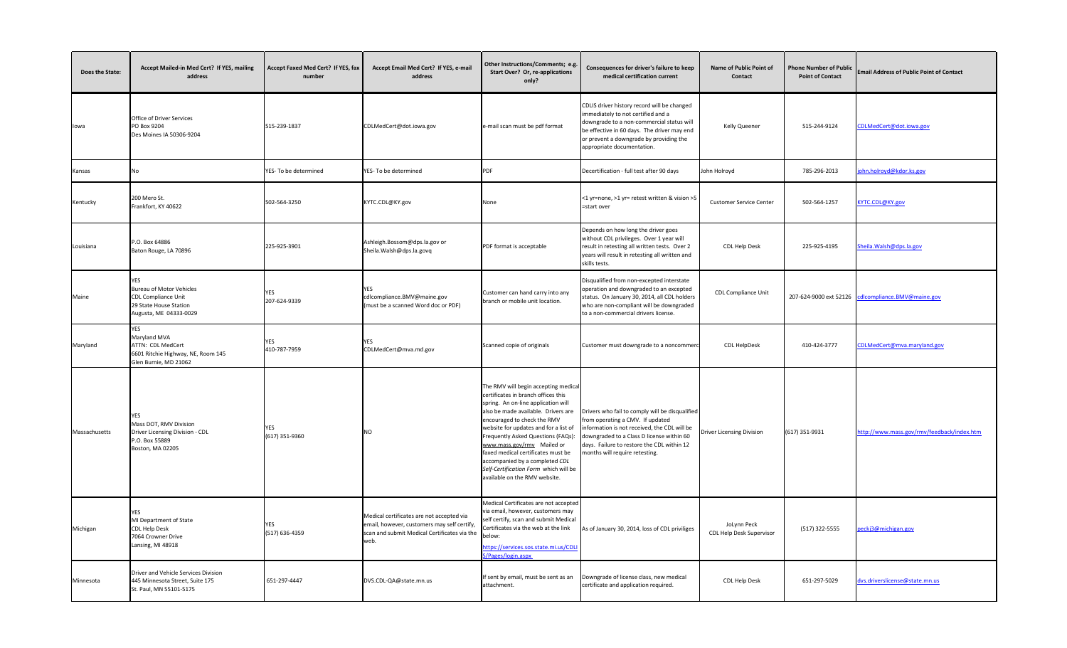| Does the State: | Accept Mailed-in Med Cert? If YES, mailing address | Accept Faxed Med Cert? If YES, fax number | Accept Email Med Cert? If YES, e-mail address | Other Instructions/Comments; e.g. Start Over? Or, re-applications only? | Consequences for driver's failure to keep medical certification current | Name of Public Point of Contact | Phone Number of Public Point of Contact | Email Address of Public Point of Contact |
|---|---|---|---|---|---|---|---|---|
| Iowa | Office of Driver Services PO Box 9204 Des Moines IA 50306-9204 | 515-239-1837 | CDLMedCert@dot.iowa.gov | e-mail scan must be pdf format | CDLIS driver history record will be changed immediately to not certified and a downgrade to a non-commercial status will be effective in 60 days. The driver may end or prevent a downgrade by providing the appropriate documentation. | Kelly Queener | 515-244-9124 | CDLMedCert@dot.iowa.gov |
| Kansas | No | YES- To be determined | YES- To be determined | PDF | Decertification - full test after 90 days | John Holroyd | 785-296-2013 | john.holroyd@kdor.ks.gov |
| Kentucky | 200 Mero St. Frankfort, KY 40622 | 502-564-3250 | KYTC.CDL@KY.gov | None | <1 yr=none, >1 yr= retest written & vision >5 =start over | Customer Service Center | 502-564-1257 | KYTC.CDL@KY.gov |
| Louisiana | P.O. Box 64886 Baton Rouge, LA 70896 | 225-925-3901 | Ashleigh.Bossom@dps.la.gov or Sheila.Walsh@dps.la.govq | PDF format is acceptable | Depends on how long the driver goes without CDL privileges. Over 1 year will result in retesting all written tests. Over 2 years will result in retesting all written and skills tests. | CDL Help Desk | 225-925-4195 | Sheila.Walsh@dps.la.gov |
| Maine | YES Bureau of Motor Vehicles CDL Compliance Unit 29 State House Station Augusta, ME 04333-0029 | YES 207-624-9339 | YES cdlcompliance.BMV@maine.gov (must be a scanned Word doc or PDF) | Customer can hand carry into any branch or mobile unit location. | Disqualified from non-excepted interstate operation and downgraded to an excepted status. On January 30, 2014, all CDL holders who are non-compliant will be downgraded to a non-commercial drivers license. | CDL Compliance Unit | 207-624-9000 ext 52126 | cdlcompliance.BMV@maine.gov |
| Maryland | YES Maryland MVA ATTN: CDL MedCert 6601 Ritchie Highway, NE, Room 145 Glen Burnie, MD 21062 | YES 410-787-7959 | YES CDLMedCert@mva.md.gov | Scanned copie of originals | Customer must downgrade to a noncommerc | CDL HelpDesk | 410-424-3777 | CDLMedCert@mva.maryland.gov |
| Massachusetts | YES Mass DOT, RMV Division Driver Licensing Division - CDL P.O. Box 55889 Boston, MA 02205 | YES (617) 351-9360 | NO | The RMV will begin accepting medical certificates in branch offices this spring. An on-line application will also be made available. Drivers are encouraged to check the RMV website for updates and for a list of Frequently Asked Questions (FAQs): www.mass.gov/rmv Mailed or faxed medical certificates must be accompanied by a completed *CDL Self-Certification Form* which will be available on the RMV website. | Drivers who fail to comply will be disqualified from operating a CMV. If updated information is not received, the CDL will be downgraded to a Class D license within 60 days. Failure to restore the CDL within 12 months will require retesting. | Driver Licensing Division | (617) 351-9931 | http://www.mass.gov/rmv/feedback/index.htm |
| Michigan | YES MI Department of State CDL Help Desk 7064 Crowner Drive Lansing, MI 48918 | YES (517) 636-4359 | Medical certificates are not accepted via email, however, customers may self certify, scan and submit Medical Certificates via the web. | Medical Certificates are not accepted via email, however, customers may self certify, scan and submit Medical Certificates via the web at the link below: https://services.sos.state.mi.us/CDLIS/Pages/login.aspx | As of January 30, 2014, loss of CDL priviliges | JoLynn Peck CDL Help Desk Supervisor | (517) 322-5555 | peckj3@michigan.gov |
| Minnesota | Driver and Vehicle Services Division 445 Minnesota Street, Suite 175 St. Paul, MN 55101-5175 | 651-297-4447 | DVS.CDL-QA@state.mn.us | If sent by email, must be sent as an attachment. | Downgrade of license class, new medical certificate and application required. | CDL Help Desk | 651-297-5029 | dvs.driverslicense@state.mn.us |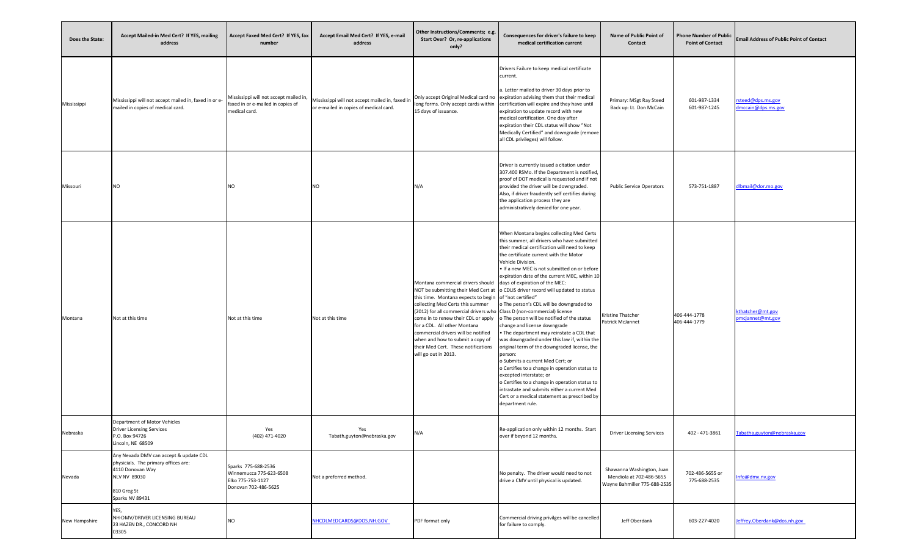| Does the State: | Accept Mailed-in Med Cert? If YES, mailing address | Accept Faxed Med Cert? If YES, fax number | Accept Email Med Cert? If YES, e-mail address | Other Instructions/Comments; e.g. Start Over? Or, re-applications only? | Consequences for driver's failure to keep medical certification current | Name of Public Point of Contact | Phone Number of Public Point of Contact | Email Address of Public Point of Contact |
|---|---|---|---|---|---|---|---|---|
| Mississippi | Mississippi will not accept mailed in, faxed in or e-mailed in copies of medical card. | Mississippi will not accept mailed in, faxed in or e-mailed in copies of medical card. | Mississippi will not accept mailed in, faxed in or e-mailed in copies of medical card. | Only accept Original Medical card no long forms. Only accept cards within 15 days of issuance. | Drivers Failure to keep medical certificate current.<br><br>a. Letter mailed to driver 30 days prior to expiration advising them that their medical certification will expire and they have until expiration to update record with new medical certification. One day after expiration their CDL status will show "Not Medically Certified" and downgrade (remove all CDL privileges) will follow. | Primary: MSgt Ray Steed<br>Back up: Lt. Don McCain | 601-987-1334<br>601-987-1245 | rsteed@dps.ms.gov<br>dmccain@dps.ms.gov |
| Missouri | NO | NO | NO | N/A | Driver is currently issued a citation under 307.400 RSMo. If the Department is notified, proof of DOT medical is requested and if not provided the driver will be downgraded. Also, if driver fraudently self certifies during the application process they are administratively denied for one year. | Public Service Operators | 573-751-1887 | dlbmail@dor.mo.gov |
| Montana | Not at this time | Not at this time | Not at this time | Montana commercial drivers should NOT be submitting their Med Cert at this time. Montana expects to begin collecting Med Certs this summer (2012) for all commercial drivers who come in to renew their CDL or apply for a CDL. All other Montana commercial drivers will be notified when and how to submit a copy of their Med Cert. These notifications will go out in 2013. | When Montana begins collecting Med Certs this summer, all drivers who have submitted their medical certification will need to keep the certificate current with the Motor Vehicle Division.<br>• If a new MEC is not submitted on or before expiration date of the current MEC, within 10 days of expiration of the MEC:<br>o CDLIS driver record will updated to status of "not certified"<br>o The person's CDL will be downgraded to Class D (non-commercial) license<br>o The person will be notified of the status change and license downgrade<br>• The department may reinstate a CDL that was downgraded under this law if, within the original term of the downgraded license, the person:<br>o Submits a current Med Cert; or<br>o Certifies to a change in operation status to excepted interstate; or<br>o Certifies to a change in operation status to intrastate and submits either a current Med Cert or a medical statement as prescribed by department rule. | Kristine Thatcher<br>Patrick McJannet | 406-444-1778<br>406-444-1779 | kthatcher@mt.gov<br>pmcjannet@mt.gov |
| Nebraska | Department of Motor Vehicles<br>Driver Licensing Services<br>P.O. Box 94726<br>Lincoln, NE 68509 | Yes<br>(402) 471-4020 | Yes<br>Tabath.guyton@nebraska.gov | N/A | Re-application only within 12 months. Start over if beyond 12 months. | Driver Licensing Services | 402 - 471-3861 | Tabatha.guyton@nebraska.gov |
| Nevada | Any Nevada DMV can accept & update CDL physicials. The primary offices are:<br>4110 Donovan Way<br>NLV NV 89030<br><br>810 Greg St<br>Sparks NV 89431 | Sparks 775-688-2536<br>Winnemucca 775-623-6508<br>Elko 775-753-1127<br>Donovan 702-486-5625 | Not a preferred method. | | No penalty. The driver would need to not drive a CMV until physical is updated. | Shawanna Washington, Juan Mendiola at 702-486-5655<br>Wayne Bahmiller 775-688-2535 | 702-486-5655 or<br>775-688-2535 | Info@dmv.nv.gov |
| New Hampshire | YES,<br>NH-DMV/DRIVER LICENSING BUREAU<br>23 HAZEN DR., CONCORD NH<br>03305 | NO | NHCDLMEDCARDS@DOS.NH.GOV | PDF format only | Commercial driving privilges will be cancelled for failure to comply. | Jeff Oberdank | 603-227-4020 | Jeffrey.Oberdank@dos.nh.gov |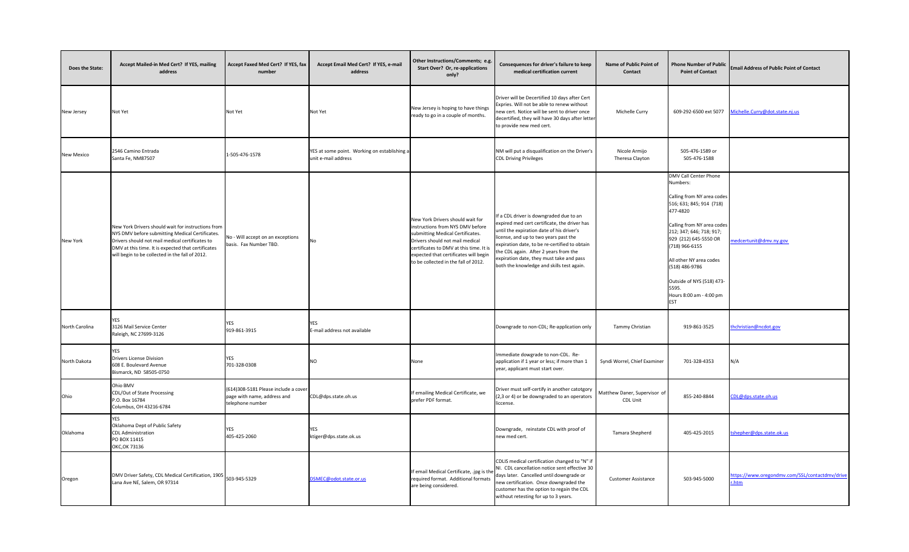| Does the State: | Accept Mailed-in Med Cert? If YES, mailing address | Accept Faxed Med Cert? If YES, fax number | Accept Email Med Cert? If YES, e-mail address | Other Instructions/Comments; e.g. Start Over? Or, re-applications only? | Consequences for driver's failure to keep medical certification current | Name of Public Point of Contact | Phone Number of Public Point of Contact | Email Address of Public Point of Contact |
|---|---|---|---|---|---|---|---|---|
| New Jersey | Not Yet | Not Yet | Not Yet | New Jersey is hoping to have things ready to go in a couple of months. | Driver will be Decertified 10 days after Cert Expries. Will not be able to renew without new cert. Notice will be sent to driver once decertified, they will have 30 days after letter to provide new med cert. | Michelle Curry | 609-292-6500 ext 5077 | Michelle.Curry@dot.state.nj.us |
| New Mexico | 2546 Camino Entrada<br>Santa Fe, NM87507 | 1-505-476-1578 | YES at some point. Working on establishing a unit e-mail address | | NM will put a disqualification on the Driver's CDL Driving Privileges | Nicole Armijo<br>Theresa Clayton | 505-476-1589 or<br>505-476-1588 | |
| New York | New York Drivers should wait for instructions from NYS DMV before submitting Medical Certificates. Drivers should not mail medical certificates to DMV at this time. It is expected that certificates will begin to be collected in the fall of 2012. | No - Will accept on an exceptions basis. Fax Number TBD. | No | New York Drivers should wait for instructions from NYS DMV before submitting Medical Certificates. Drivers should not mail medical certificates to DMV at this time. It is expected that certificates will begin to be collected in the fall of 2012. | If a CDL driver is downgraded due to an expired med cert certificate, the driver has until the expiration date of his driver's license, and up to two years past the expiration date, to be re-certified to obtain the CDL again. After 2 years from the expiration date, they must take and pass both the knowledge and skills test again. | | DMV Call Center Phone Numbers:<br><br>Calling from NY area codes 516; 631; 845; 914 (718) 477-4820<br><br>Calling from NY area codes 212; 347; 646; 718; 917; 929 (212) 645-5550 OR (718) 966-6155<br><br>All other NY area codes (518) 486-9786<br><br>Outside of NYS (518) 473-5595.<br>Hours 8:00 am - 4:00 pm EST | medcertunit@dmv.ny.gov |
| North Carolina | YES<br>3126 Mail Service Center<br>Raleigh, NC 27699-3126 | YES<br>919-861-3915 | YES<br>E-mail address not available | | Downgrade to non-CDL; Re-application only | Tammy Christian | 919-861-3525 | thchristian@ncdot.gov |
| North Dakota | YES<br>Drivers License Division<br>608 E. Boulevard Avenue<br>Bismarck, ND 58505-0750 | YES<br>701-328-0308 | NO | None | Immediate dowgrade to non-CDL. Re-application if 1 year or less; if more than 1 year, applicant must start over. | Syndi Worrel, Chief Examiner | 701-328-4353 | N/A |
| Ohio | Ohio BMV<br>CDL/Out of State Processing<br>P.O. Box 16784<br>Columbus, OH 43216-6784 | (614)308-5181 Please include a cover page with name, address and telephone number | CDL@dps.state.oh.us | If emailing Medical Certificate, we prefer PDF format. | Driver must self-certify in another catotgory (2,3 or 4) or be downgraded to an operators liccense. | Matthew Daner, Supervisor of CDL Unit | 855-240-8844 | CDL@dps.state.oh.us |
| Oklahoma | YES<br>Oklahoma Dept of Public Safety<br>CDL Administration<br>PO BOX 11415<br>OKC,OK 73136 | YES<br>405-425-2060 | YES<br>ktiger@dps.state.ok.us | | Downgrade, reinstate CDL with proof of new med cert. | Tamara Shepherd | 405-425-2015 | tshepher@dps.state.ok.us |
| Oregon | DMV Driver Safety, CDL Medical Certification, 1905 Lana Ave NE, Salem, OR 97314 | 503-945-5329 | DSMEC@odot.state.or.us | If email Medical Certificate, .jpg is the required format. Additional formats are being considered. | CDLIS medical certification changed to "N" if NI. CDL cancellation notice sent effective 30 days later. Cancelled until downgrade or new certification. Once downgraded the customer has the option to regain the CDL without retesting for up to 3 years. | Customer Assistance | 503-945-5000 | https://www.oregondmv.com/SSL/contactdmv/driver.htm |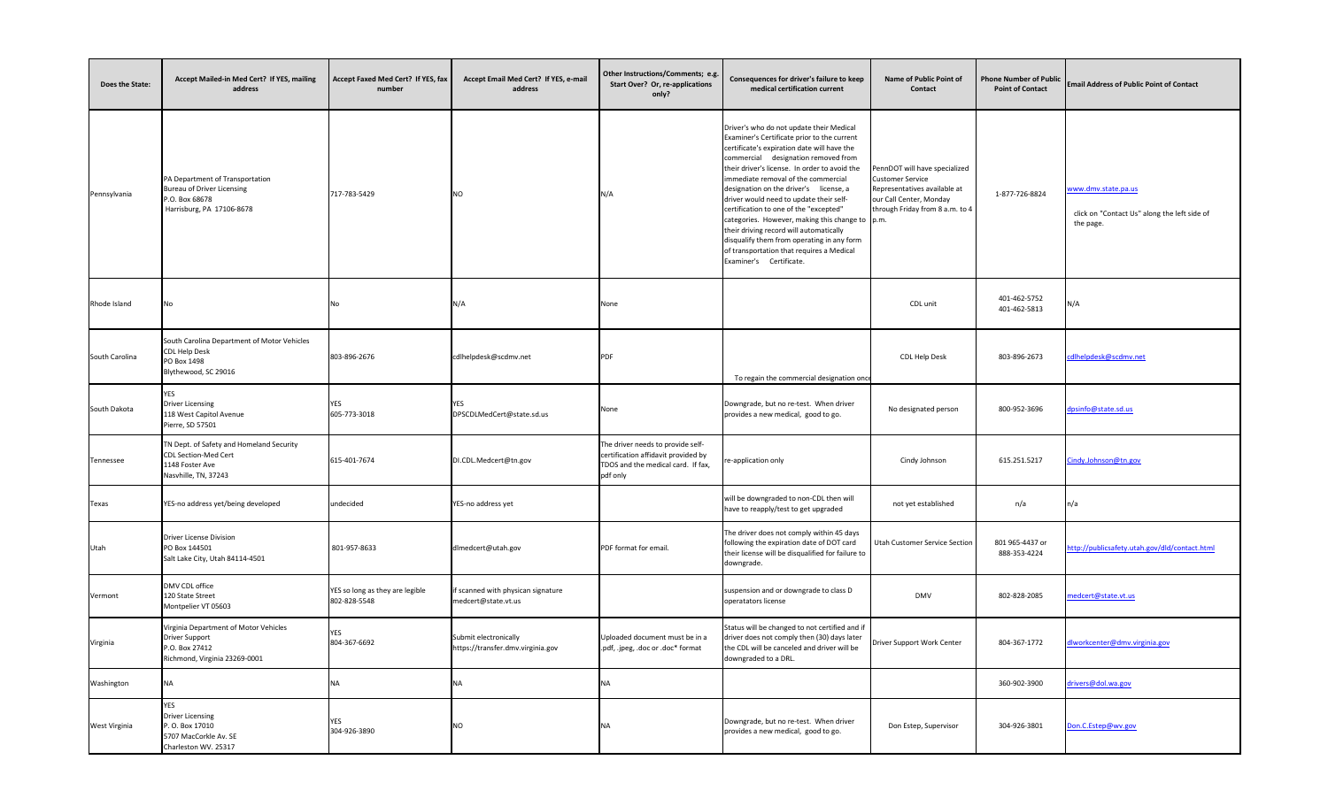| Does the State: | Accept Mailed-in Med Cert? If YES, mailing address | Accept Faxed Med Cert? If YES, fax number | Accept Email Med Cert? If YES, e-mail address | Other Instructions/Comments; e.g. Start Over? Or, re-applications only? | Consequences for driver's failure to keep medical certification current | Name of Public Point of Contact | Phone Number of Public Point of Contact | Email Address of Public Point of Contact |
|---|---|---|---|---|---|---|---|---|
| Pennsylvania | PA Department of Transportation<br>Bureau of Driver Licensing<br>P.O. Box 68678<br>Harrisburg, PA 17106-8678 | 717-783-5429 | NO | N/A | Driver's who do not update their Medical Examiner's Certificate prior to the current certificate's expiration date will have the commercial designation removed from their driver's license. In order to avoid the immediate removal of the commercial designation on the driver's license, a driver would need to update their self-certification to one of the "excepted" categories. However, making this change to their driving record will automatically disqualify them from operating in any form of transportation that requires a Medical Examiner's Certificate. | PennDOT will have specialized Customer Service Representatives available at our Call Center, Monday through Friday from 8 a.m. to 4 p.m. | 1-877-726-8824 | www.dmv.state.pa.us<br>click on "Contact Us" along the left side of the page. |
| Rhode Island | No | No | N/A | None | | CDL unit | 401-462-5752<br>401-462-5813 | N/A |
| South Carolina | South Carolina Department of Motor Vehicles<br>CDL Help Desk<br>PO Box 1498<br>Blythewood, SC 29016 | 803-896-2676 | cdlhelpdesk@scdmv.net | PDF | To regain the commercial designation once | CDL Help Desk | 803-896-2673 | cdlhelpdesk@scdmv.net |
| South Dakota | YES<br>Driver Licensing<br>118 West Capitol Avenue<br>Pierre, SD 57501 | YES<br>605-773-3018 | YES<br>DPSCDLMedCert@state.sd.us | None | Downgrade, but no re-test. When driver provides a new medical, good to go. | No designated person | 800-952-3696 | dpsinfo@state.sd.us |
| Tennessee | TN Dept. of Safety and Homeland Security<br>CDL Section-Med Cert<br>1148 Foster Ave<br>Nasvhille, TN, 37243 | 615-401-7674 | DI.CDL.Medcert@tn.gov | The driver needs to provide self-certification affidavit provided by TDOS and the medical card. If fax, pdf only | re-application only | Cindy Johnson | 615.251.5217 | Cindy.Johnson@tn.gov |
| Texas | YES-no address yet/being developed | undecided | YES-no address yet | | will be downgraded to non-CDL then will have to reapply/test to get upgraded | not yet established | n/a | n/a |
| Utah | Driver License Division<br>PO Box 144501<br>Salt Lake City, Utah 84114-4501 | 801-957-8633 | dlmedcert@utah.gov | PDF format for email. | The driver does not comply within 45 days following the expiration date of DOT card their license will be disqualified for failure to downgrade. | Utah Customer Service Section | 801 965-4437 or<br>888-353-4224 | http://publicsafety.utah.gov/dld/contact.html |
| Vermont | DMV CDL office<br>120 State Street<br>Montpelier VT 05603 | YES so long as they are legible<br>802-828-5548 | if scanned with physican signature<br>medcert@state.vt.us | | suspension and or downgrade to class D operatators license | DMV | 802-828-2085 | medcert@state.vt.us |
| Virginia | Virginia Department of Motor Vehicles<br>Driver Support<br>P.O. Box 27412<br>Richmond, Virginia 23269-0001 | YES<br>804-367-6692 | Submit electronically<br>https://transfer.dmv.virginia.gov | Uploaded document must be in a .pdf, .jpeg, .doc or .doc* format | Status will be changed to not certified and if driver does not comply then (30) days later the CDL will be canceled and driver will be downgraded to a DRL. | Driver Support Work Center | 804-367-1772 | dlworkcenter@dmv.virginia.gov |
| Washington | NA | NA | NA | NA | | | 360-902-3900 | drivers@dol.wa.gov |
| West Virginia | YES<br>Driver Licensing<br>P. O. Box 17010<br>5707 MacCorkle Av. SE<br>Charleston WV. 25317 | YES<br>304-926-3890 | NO | NA | Downgrade, but no re-test. When driver provides a new medical, good to go. | Don Estep, Supervisor | 304-926-3801 | Don.C.Estep@wv.gov |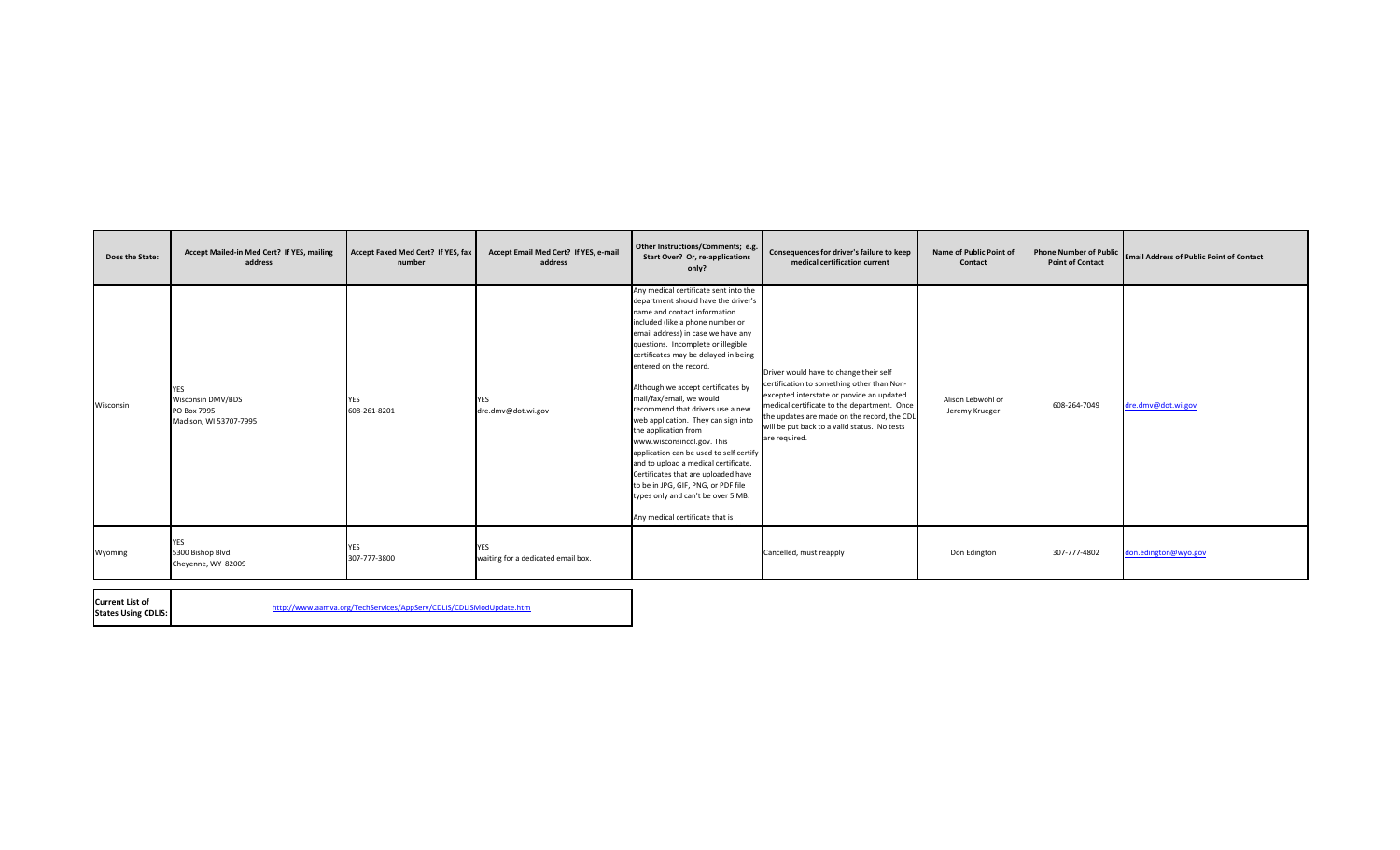| Does the State: | Accept Mailed-in Med Cert? If YES, mailing address | Accept Faxed Med Cert? If YES, fax number | Accept Email Med Cert? If YES, e-mail address | Other Instructions/Comments; e.g. Start Over? Or, re-applications only? | Consequences for driver's failure to keep medical certification current | Name of Public Point of Contact | Phone Number of Public Point of Contact | Email Address of Public Point of Contact |
|---|---|---|---|---|---|---|---|---|
| Wisconsin | YES<br>Wisconsin DMV/BDS<br>PO Box 7995<br>Madison, WI 53707-7995 | YES<br>608-261-8201 | YES<br>dre.dmv@dot.wi.gov | Any medical certificate sent into the department should have the driver's name and contact information included (like a phone number or email address) in case we have any questions. Incomplete or illegible certificates may be delayed in being entered on the record.<br><br>Although we accept certificates by mail/fax/email, we would recommend that drivers use a new web application. They can sign into the application from www.wisconsincdl.gov. This application can be used to self certify and to upload a medical certificate. Certificates that are uploaded have to be in JPG, GIF, PNG, or PDF file types only and can't be over 5 MB.<br><br>Any medical certificate that is | Driver would have to change their self certification to something other than Non-excepted interstate or provide an updated medical certificate to the department. Once the updates are made on the record, the CDL will be put back to a valid status. No tests are required. | Alison Lebwohl or Jeremy Krueger | 608-264-7049 | dre.dmv@dot.wi.gov |
| Wyoming | YES<br>5300 Bishop Blvd.<br>Cheyenne, WY 82009 | YES<br>307-777-3800 | YES<br>waiting for a dedicated email box. | | Cancelled, must reapply | Don Edington | 307-777-4802 | don.edington@wyo.gov |

| | |
|---|---|
| **Current List of States Using CDLIS:** | http://www.aamva.org/TechServices/AppServ/CDLIS/CDLISModUpdate.htm |